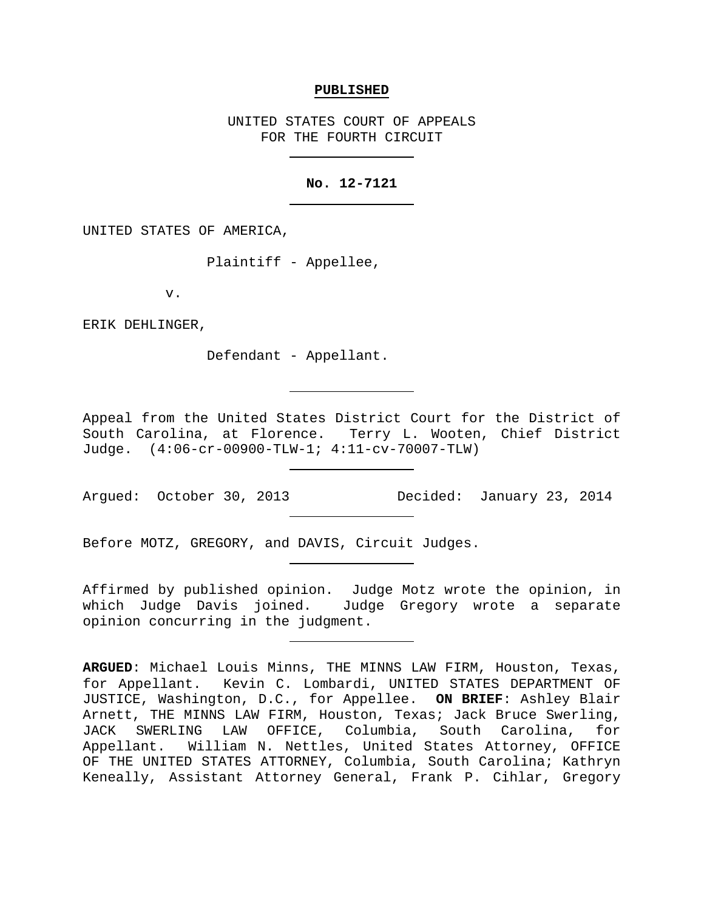**PUBLISHED**

UNITED STATES COURT OF APPEALS
FOR THE FOURTH CIRCUIT

---

**No. 12-7121**

---

UNITED STATES OF AMERICA,

Plaintiff - Appellee,

v.

ERIK DEHLINGER,

Defendant - Appellant.

---

Appeal from the United States District Court for the District of South Carolina, at Florence. Terry L. Wooten, Chief District Judge. (4:06-cr-00900-TLW-1; 4:11-cv-70007-TLW)

---

Argued: October 30, 2013 Decided: January 23, 2014

---

Before MOTZ, GREGORY, and DAVIS, Circuit Judges.

---

Affirmed by published opinion. Judge Motz wrote the opinion, in which Judge Davis joined. Judge Gregory wrote a separate opinion concurring in the judgment.

---

**ARGUED**: Michael Louis Minns, THE MINNS LAW FIRM, Houston, Texas, for Appellant. Kevin C. Lombardi, UNITED STATES DEPARTMENT OF JUSTICE, Washington, D.C., for Appellee. **ON BRIEF**: Ashley Blair Arnett, THE MINNS LAW FIRM, Houston, Texas; Jack Bruce Swerling, JACK SWERLING LAW OFFICE, Columbia, South Carolina, for Appellant. William N. Nettles, United States Attorney, OFFICE OF THE UNITED STATES ATTORNEY, Columbia, South Carolina; Kathryn Keneally, Assistant Attorney General, Frank P. Cihlar, Gregory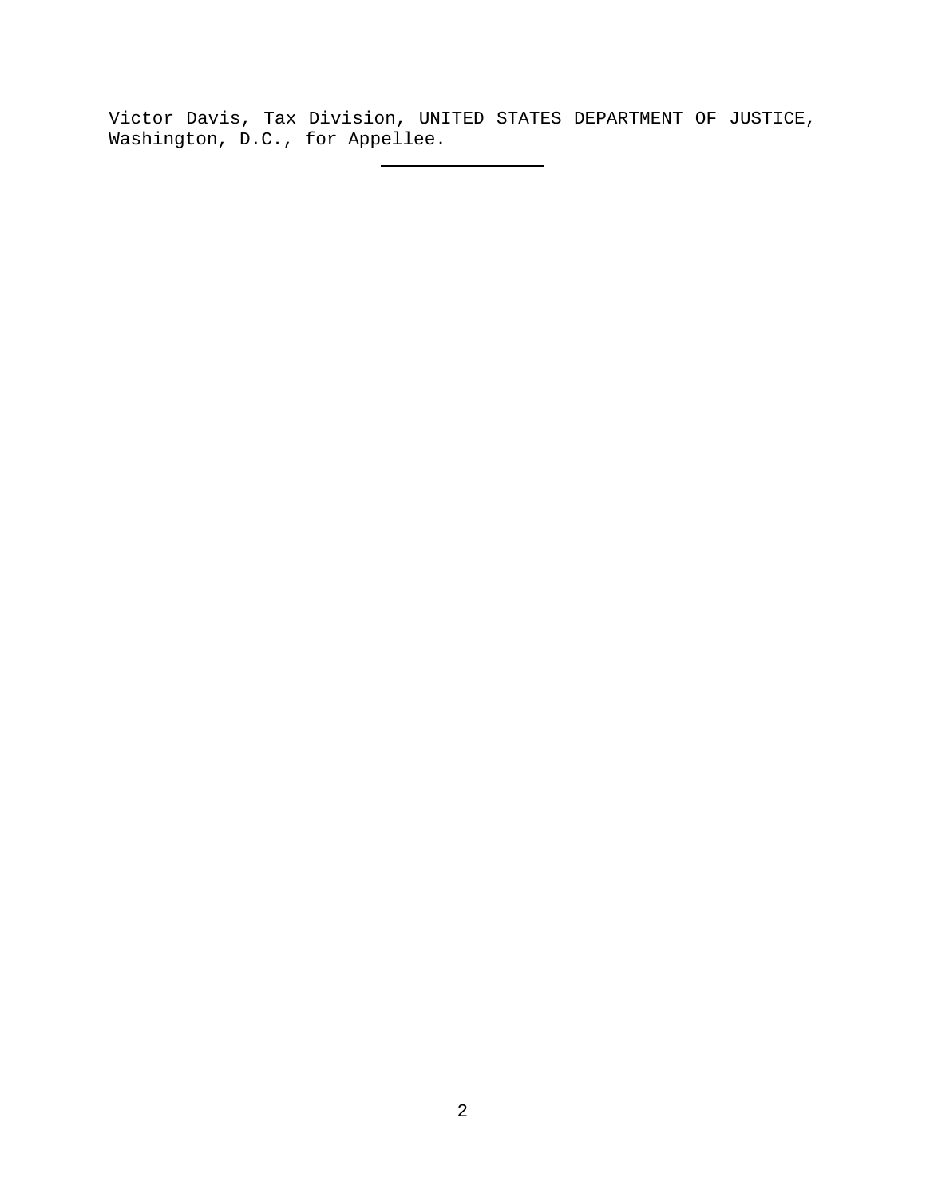Victor Davis, Tax Division, UNITED STATES DEPARTMENT OF JUSTICE, Washington, D.C., for Appellee.

---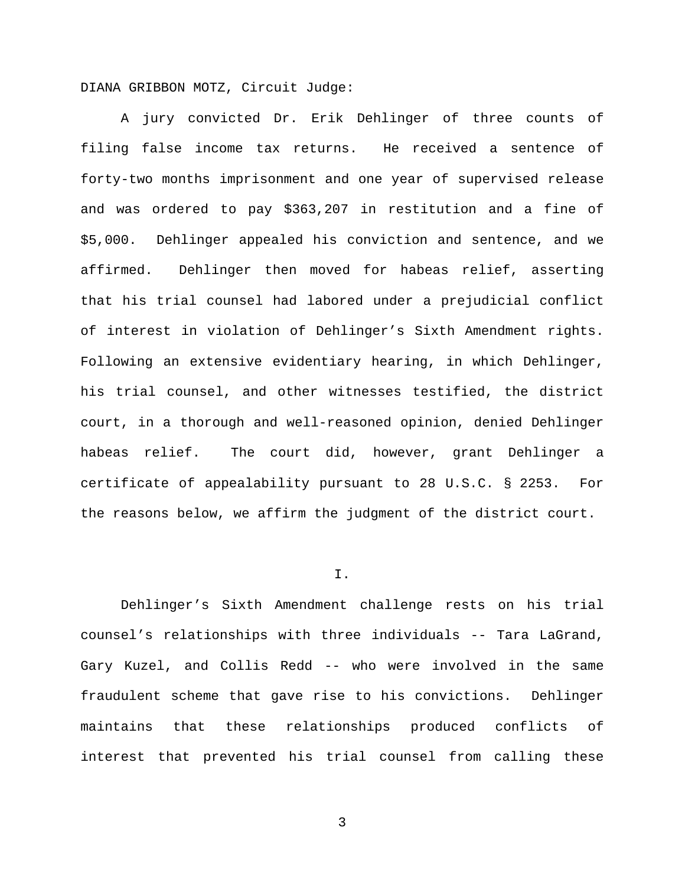DIANA GRIBBON MOTZ, Circuit Judge:

A jury convicted Dr. Erik Dehlinger of three counts of filing false income tax returns. He received a sentence of forty-two months imprisonment and one year of supervised release and was ordered to pay $363,207 in restitution and a fine of $5,000. Dehlinger appealed his conviction and sentence, and we affirmed. Dehlinger then moved for habeas relief, asserting that his trial counsel had labored under a prejudicial conflict of interest in violation of Dehlinger's Sixth Amendment rights. Following an extensive evidentiary hearing, in which Dehlinger, his trial counsel, and other witnesses testified, the district court, in a thorough and well-reasoned opinion, denied Dehlinger habeas relief. The court did, however, grant Dehlinger a certificate of appealability pursuant to 28 U.S.C. § 2253. For the reasons below, we affirm the judgment of the district court.

## I.

Dehlinger's Sixth Amendment challenge rests on his trial counsel's relationships with three individuals -- Tara LaGrand, Gary Kuzel, and Collis Redd -- who were involved in the same fraudulent scheme that gave rise to his convictions. Dehlinger maintains that these relationships produced conflicts of interest that prevented his trial counsel from calling these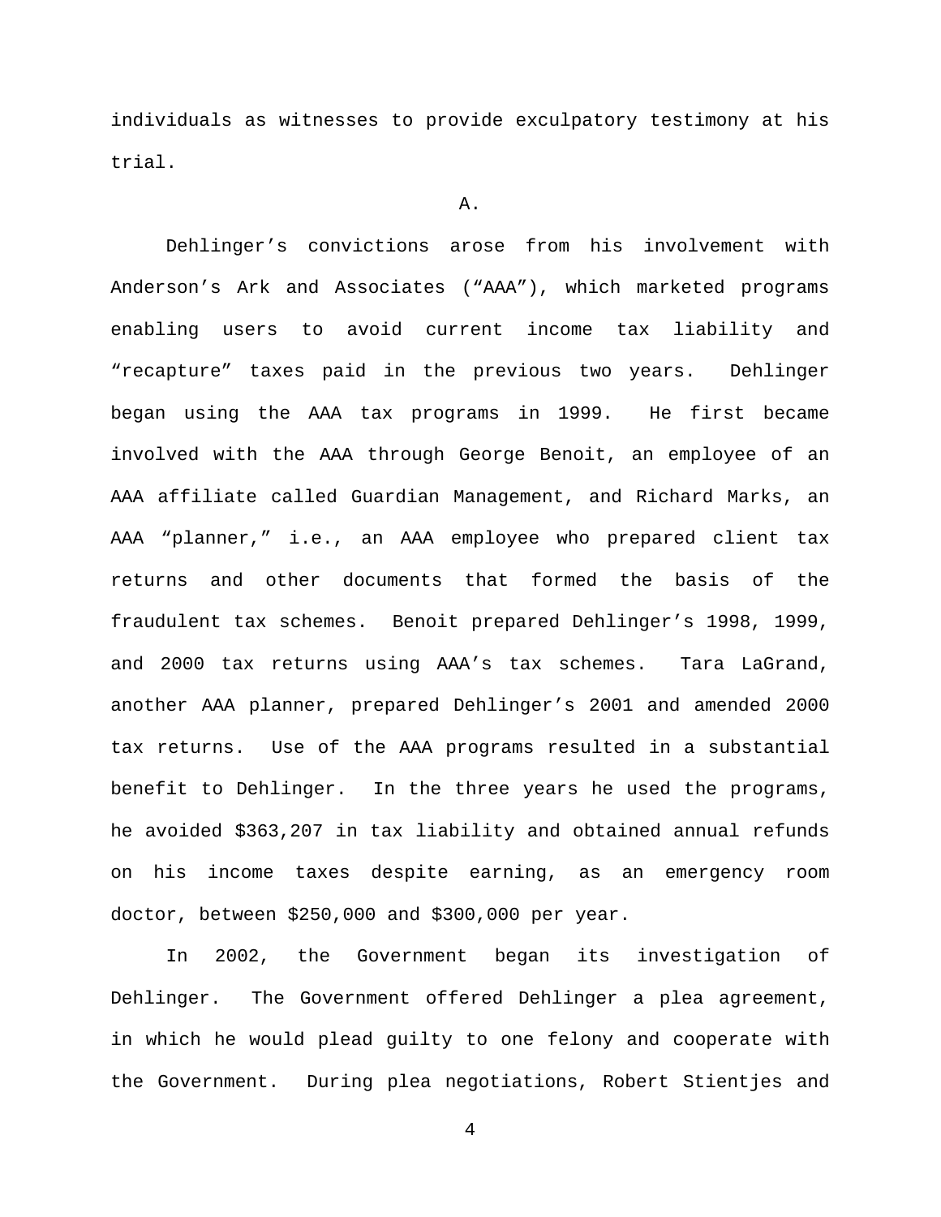individuals as witnesses to provide exculpatory testimony at his trial.

A.

Dehlinger's convictions arose from his involvement with Anderson's Ark and Associates ("AAA"), which marketed programs enabling users to avoid current income tax liability and "recapture" taxes paid in the previous two years. Dehlinger began using the AAA tax programs in 1999. He first became involved with the AAA through George Benoit, an employee of an AAA affiliate called Guardian Management, and Richard Marks, an AAA "planner," i.e., an AAA employee who prepared client tax returns and other documents that formed the basis of the fraudulent tax schemes. Benoit prepared Dehlinger's 1998, 1999, and 2000 tax returns using AAA's tax schemes. Tara LaGrand, another AAA planner, prepared Dehlinger's 2001 and amended 2000 tax returns. Use of the AAA programs resulted in a substantial benefit to Dehlinger. In the three years he used the programs, he avoided $363,207 in tax liability and obtained annual refunds on his income taxes despite earning, as an emergency room doctor, between $250,000 and $300,000 per year.

In 2002, the Government began its investigation of Dehlinger. The Government offered Dehlinger a plea agreement, in which he would plead guilty to one felony and cooperate with the Government. During plea negotiations, Robert Stientjes and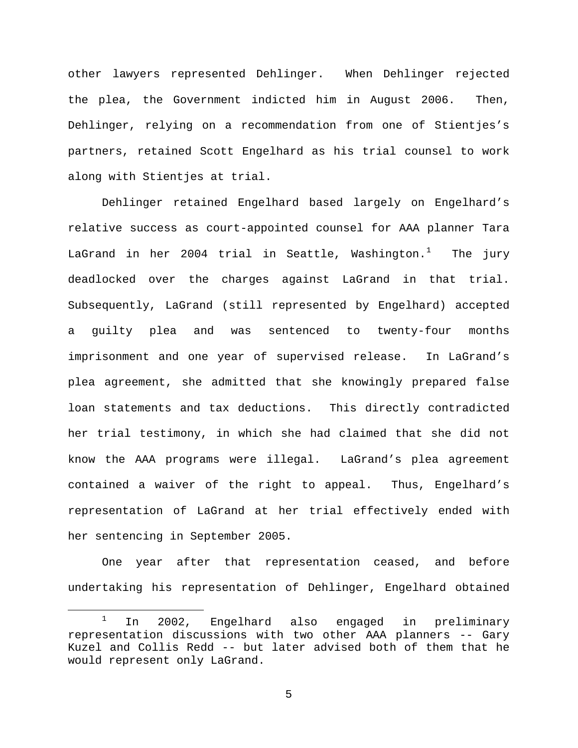other lawyers represented Dehlinger. When Dehlinger rejected the plea, the Government indicted him in August 2006. Then, Dehlinger, relying on a recommendation from one of Stientjes's partners, retained Scott Engelhard as his trial counsel to work along with Stientjes at trial.

Dehlinger retained Engelhard based largely on Engelhard's relative success as court-appointed counsel for AAA planner Tara LaGrand in her 2004 trial in Seattle, Washington.[1] The jury deadlocked over the charges against LaGrand in that trial. Subsequently, LaGrand (still represented by Engelhard) accepted a guilty plea and was sentenced to twenty-four months imprisonment and one year of supervised release. In LaGrand's plea agreement, she admitted that she knowingly prepared false loan statements and tax deductions. This directly contradicted her trial testimony, in which she had claimed that she did not know the AAA programs were illegal. LaGrand's plea agreement contained a waiver of the right to appeal. Thus, Engelhard's representation of LaGrand at her trial effectively ended with her sentencing in September 2005.

One year after that representation ceased, and before undertaking his representation of Dehlinger, Engelhard obtained

---

[1] In 2002, Engelhard also engaged in preliminary representation discussions with two other AAA planners -- Gary Kuzel and Collis Redd -- but later advised both of them that he would represent only LaGrand.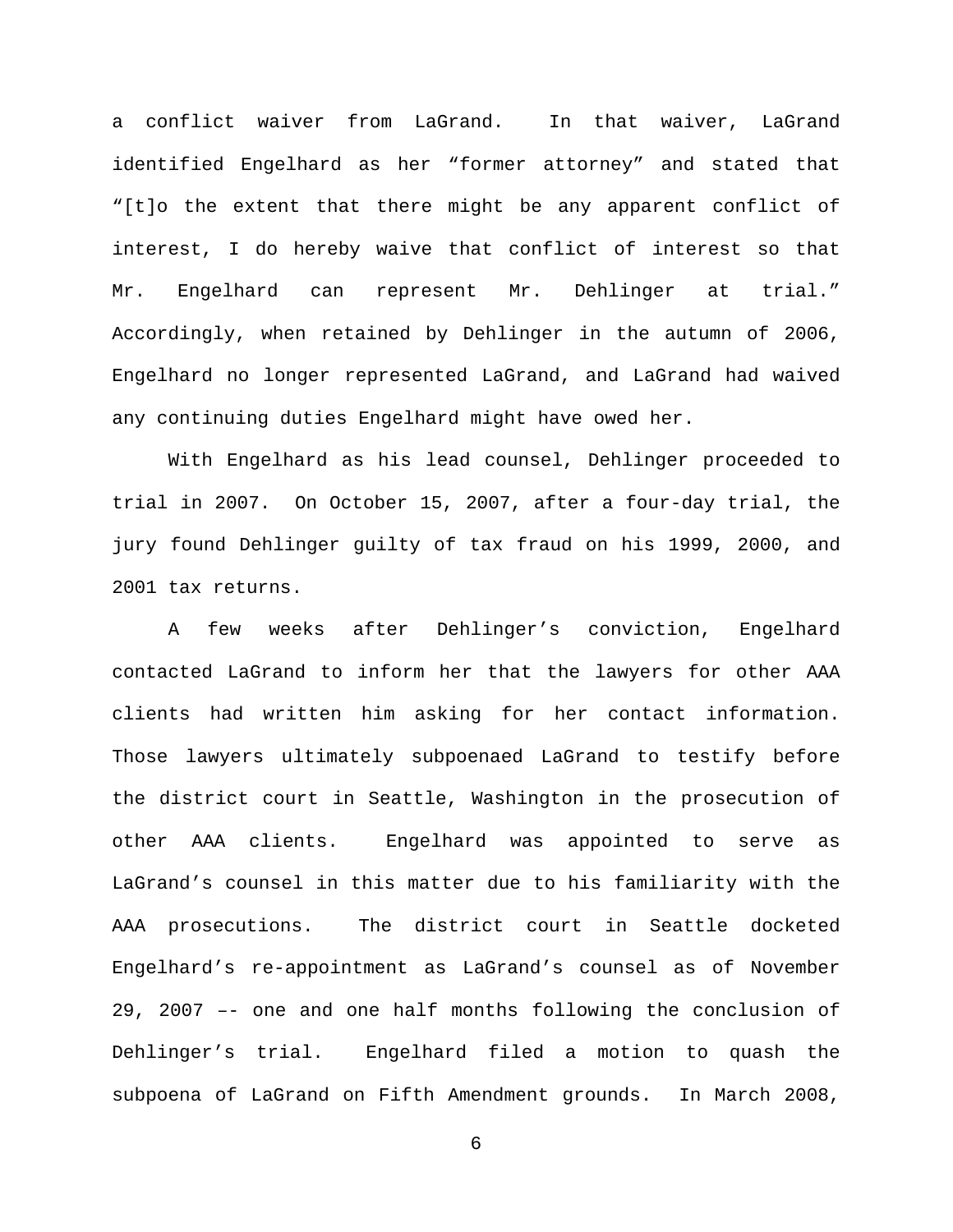a conflict waiver from LaGrand. In that waiver, LaGrand identified Engelhard as her "former attorney" and stated that "[t]o the extent that there might be any apparent conflict of interest, I do hereby waive that conflict of interest so that Mr. Engelhard can represent Mr. Dehlinger at trial." Accordingly, when retained by Dehlinger in the autumn of 2006, Engelhard no longer represented LaGrand, and LaGrand had waived any continuing duties Engelhard might have owed her.

With Engelhard as his lead counsel, Dehlinger proceeded to trial in 2007. On October 15, 2007, after a four-day trial, the jury found Dehlinger guilty of tax fraud on his 1999, 2000, and 2001 tax returns.

A few weeks after Dehlinger's conviction, Engelhard contacted LaGrand to inform her that the lawyers for other AAA clients had written him asking for her contact information. Those lawyers ultimately subpoenaed LaGrand to testify before the district court in Seattle, Washington in the prosecution of other AAA clients. Engelhard was appointed to serve as LaGrand's counsel in this matter due to his familiarity with the AAA prosecutions. The district court in Seattle docketed Engelhard's re-appointment as LaGrand's counsel as of November 29, 2007 –- one and one half months following the conclusion of Dehlinger's trial. Engelhard filed a motion to quash the subpoena of LaGrand on Fifth Amendment grounds. In March 2008,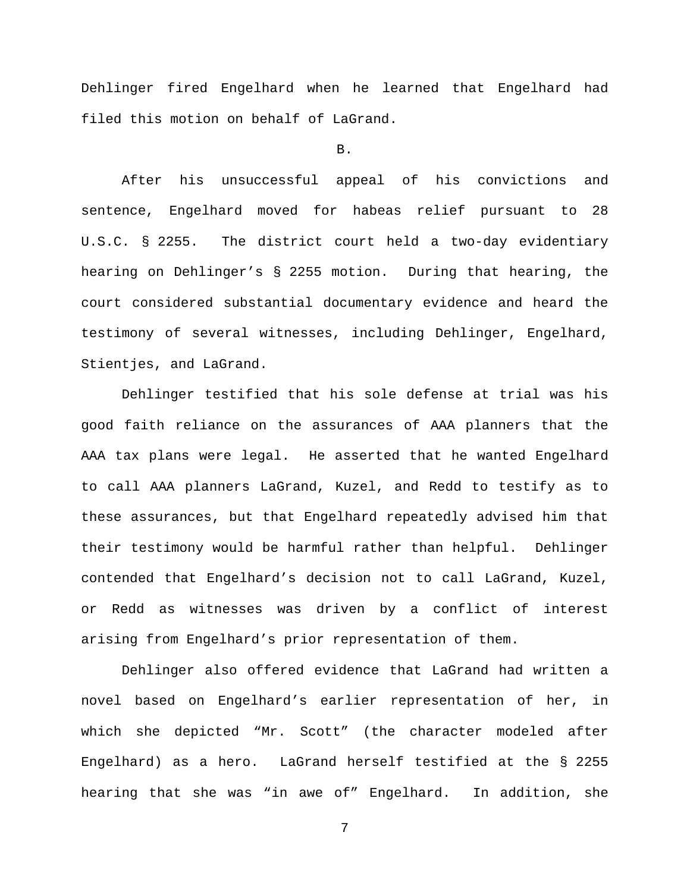Dehlinger fired Engelhard when he learned that Engelhard had filed this motion on behalf of LaGrand.

B.

After his unsuccessful appeal of his convictions and sentence, Engelhard moved for habeas relief pursuant to 28 U.S.C. § 2255. The district court held a two-day evidentiary hearing on Dehlinger's § 2255 motion. During that hearing, the court considered substantial documentary evidence and heard the testimony of several witnesses, including Dehlinger, Engelhard, Stientjes, and LaGrand.

Dehlinger testified that his sole defense at trial was his good faith reliance on the assurances of AAA planners that the AAA tax plans were legal. He asserted that he wanted Engelhard to call AAA planners LaGrand, Kuzel, and Redd to testify as to these assurances, but that Engelhard repeatedly advised him that their testimony would be harmful rather than helpful. Dehlinger contended that Engelhard's decision not to call LaGrand, Kuzel, or Redd as witnesses was driven by a conflict of interest arising from Engelhard's prior representation of them.

Dehlinger also offered evidence that LaGrand had written a novel based on Engelhard's earlier representation of her, in which she depicted "Mr. Scott" (the character modeled after Engelhard) as a hero. LaGrand herself testified at the § 2255 hearing that she was "in awe of" Engelhard. In addition, she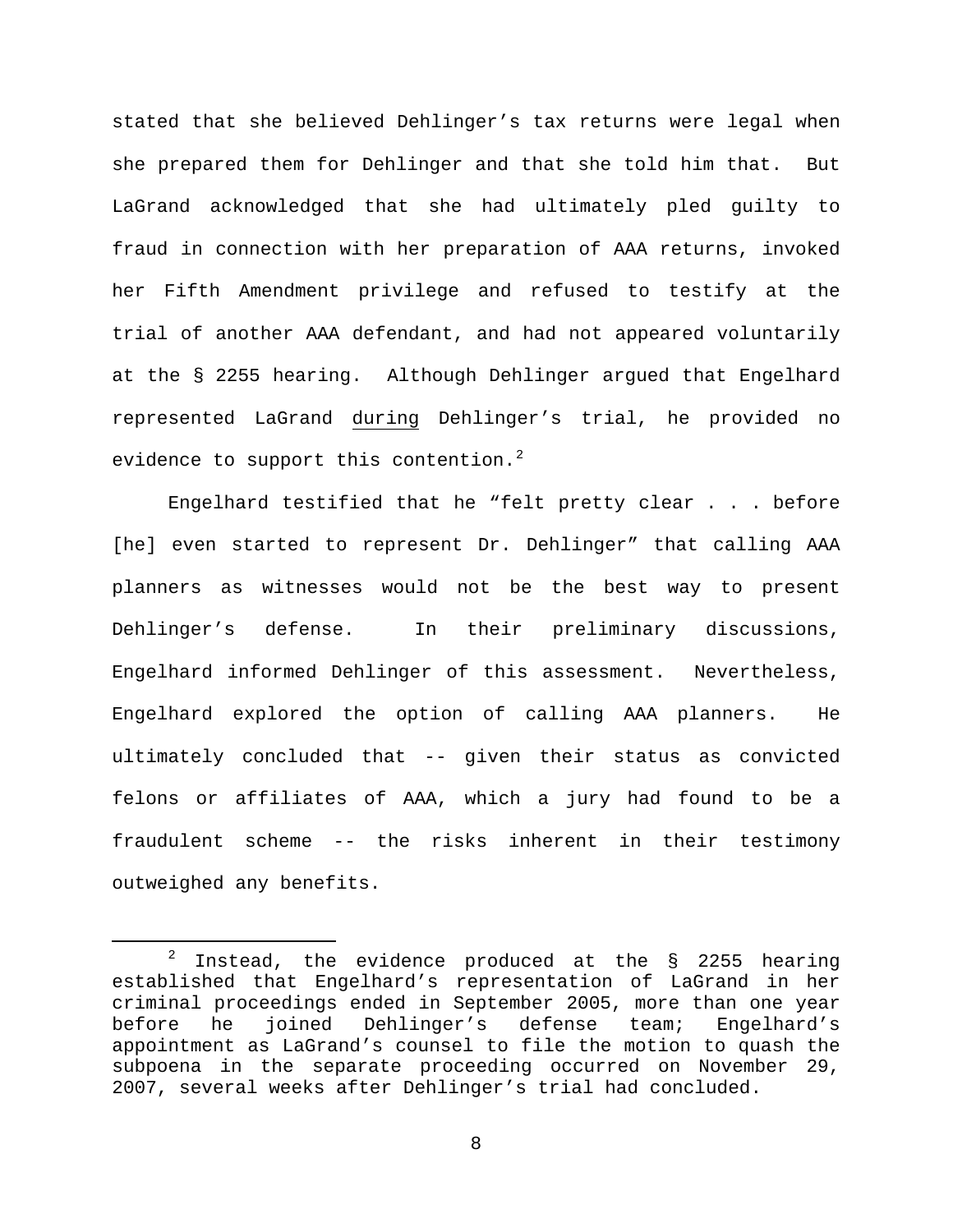stated that she believed Dehlinger's tax returns were legal when she prepared them for Dehlinger and that she told him that. But LaGrand acknowledged that she had ultimately pled guilty to fraud in connection with her preparation of AAA returns, invoked her Fifth Amendment privilege and refused to testify at the trial of another AAA defendant, and had not appeared voluntarily at the § 2255 hearing. Although Dehlinger argued that Engelhard represented LaGrand during Dehlinger's trial, he provided no evidence to support this contention.[2]

Engelhard testified that he "felt pretty clear . . . before [he] even started to represent Dr. Dehlinger" that calling AAA planners as witnesses would not be the best way to present Dehlinger's defense. In their preliminary discussions, Engelhard informed Dehlinger of this assessment. Nevertheless, Engelhard explored the option of calling AAA planners. He ultimately concluded that -- given their status as convicted felons or affiliates of AAA, which a jury had found to be a fraudulent scheme -- the risks inherent in their testimony outweighed any benefits.

[2] Instead, the evidence produced at the § 2255 hearing established that Engelhard's representation of LaGrand in her criminal proceedings ended in September 2005, more than one year before he joined Dehlinger's defense team; Engelhard's appointment as LaGrand's counsel to file the motion to quash the subpoena in the separate proceeding occurred on November 29, 2007, several weeks after Dehlinger's trial had concluded.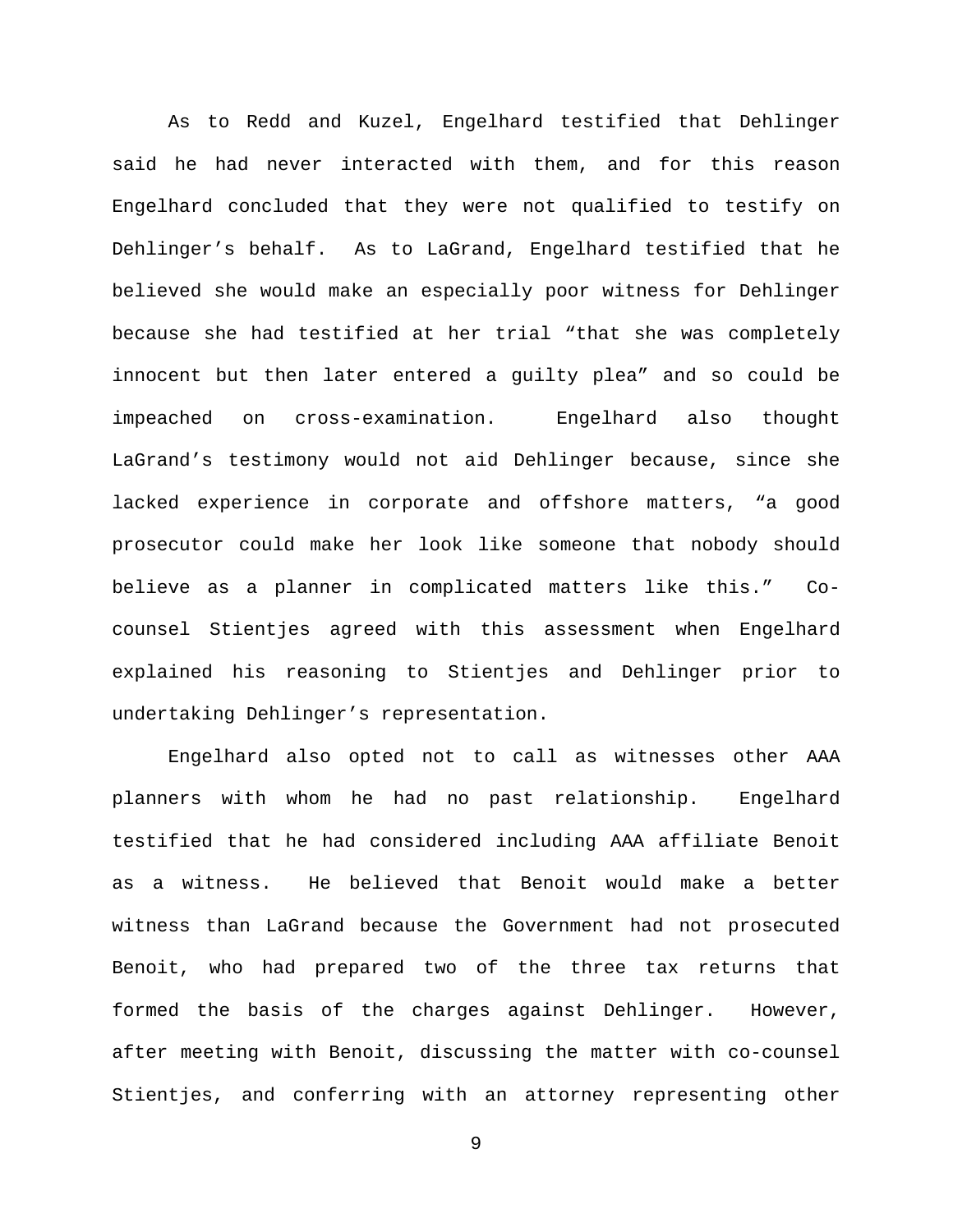As to Redd and Kuzel, Engelhard testified that Dehlinger said he had never interacted with them, and for this reason Engelhard concluded that they were not qualified to testify on Dehlinger's behalf. As to LaGrand, Engelhard testified that he believed she would make an especially poor witness for Dehlinger because she had testified at her trial "that she was completely innocent but then later entered a guilty plea" and so could be impeached on cross-examination. Engelhard also thought LaGrand's testimony would not aid Dehlinger because, since she lacked experience in corporate and offshore matters, "a good prosecutor could make her look like someone that nobody should believe as a planner in complicated matters like this." Co-counsel Stientjes agreed with this assessment when Engelhard explained his reasoning to Stientjes and Dehlinger prior to undertaking Dehlinger's representation.

Engelhard also opted not to call as witnesses other AAA planners with whom he had no past relationship. Engelhard testified that he had considered including AAA affiliate Benoit as a witness. He believed that Benoit would make a better witness than LaGrand because the Government had not prosecuted Benoit, who had prepared two of the three tax returns that formed the basis of the charges against Dehlinger. However, after meeting with Benoit, discussing the matter with co-counsel Stientjes, and conferring with an attorney representing other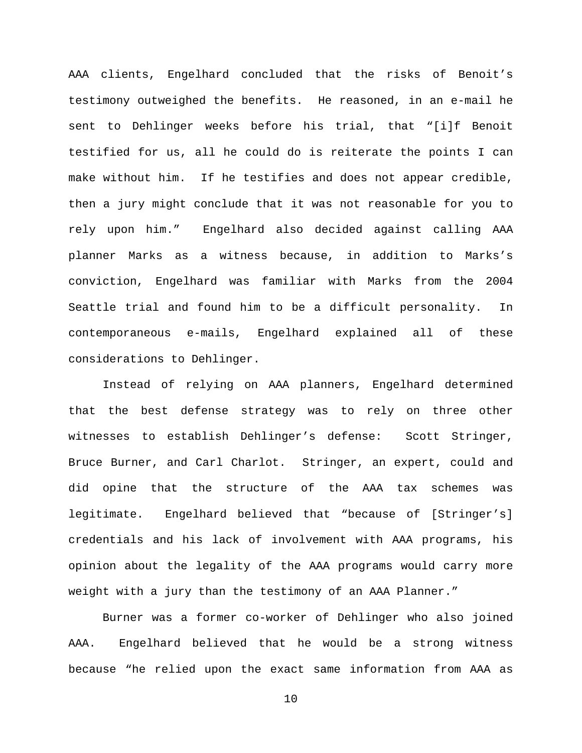AAA clients, Engelhard concluded that the risks of Benoit's testimony outweighed the benefits. He reasoned, in an e-mail he sent to Dehlinger weeks before his trial, that "[i]f Benoit testified for us, all he could do is reiterate the points I can make without him. If he testifies and does not appear credible, then a jury might conclude that it was not reasonable for you to rely upon him." Engelhard also decided against calling AAA planner Marks as a witness because, in addition to Marks's conviction, Engelhard was familiar with Marks from the 2004 Seattle trial and found him to be a difficult personality. In contemporaneous e-mails, Engelhard explained all of these considerations to Dehlinger.

Instead of relying on AAA planners, Engelhard determined that the best defense strategy was to rely on three other witnesses to establish Dehlinger's defense: Scott Stringer, Bruce Burner, and Carl Charlot. Stringer, an expert, could and did opine that the structure of the AAA tax schemes was legitimate. Engelhard believed that "because of [Stringer's] credentials and his lack of involvement with AAA programs, his opinion about the legality of the AAA programs would carry more weight with a jury than the testimony of an AAA Planner."

Burner was a former co-worker of Dehlinger who also joined AAA. Engelhard believed that he would be a strong witness because "he relied upon the exact same information from AAA as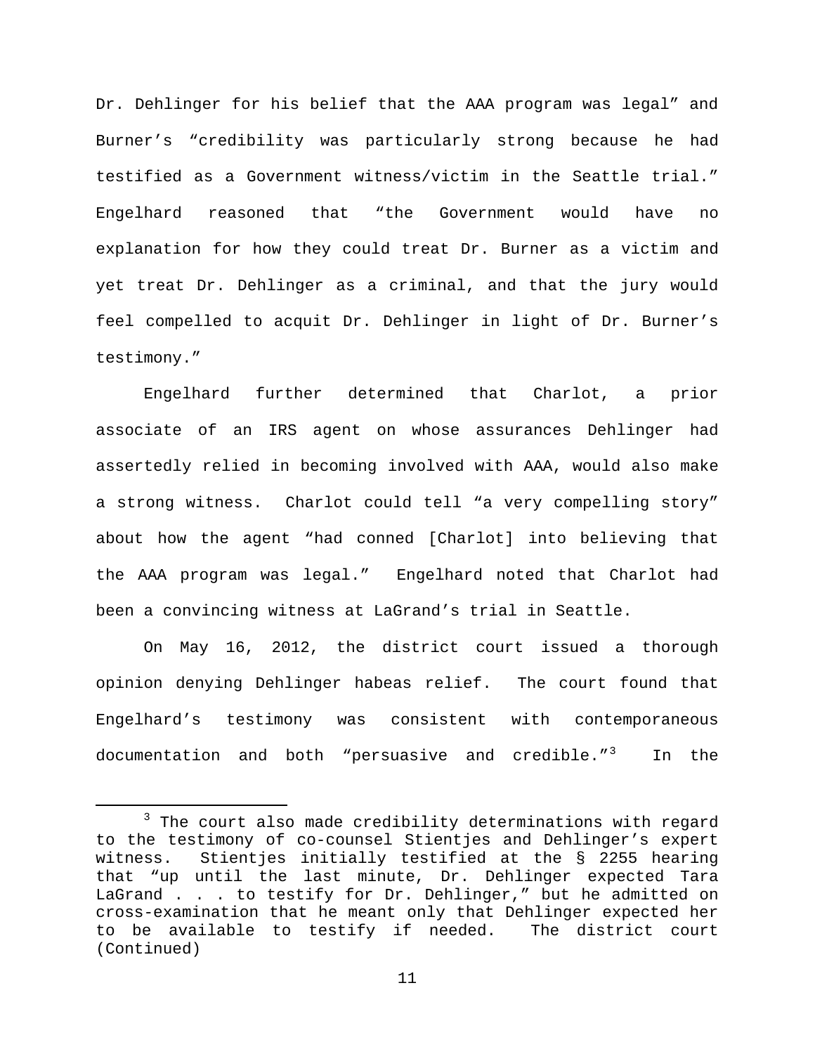Dr. Dehlinger for his belief that the AAA program was legal" and Burner's "credibility was particularly strong because he had testified as a Government witness/victim in the Seattle trial." Engelhard reasoned that "the Government would have no explanation for how they could treat Dr. Burner as a victim and yet treat Dr. Dehlinger as a criminal, and that the jury would feel compelled to acquit Dr. Dehlinger in light of Dr. Burner's testimony."

Engelhard further determined that Charlot, a prior associate of an IRS agent on whose assurances Dehlinger had assertedly relied in becoming involved with AAA, would also make a strong witness. Charlot could tell "a very compelling story" about how the agent "had conned [Charlot] into believing that the AAA program was legal." Engelhard noted that Charlot had been a convincing witness at LaGrand's trial in Seattle.

On May 16, 2012, the district court issued a thorough opinion denying Dehlinger habeas relief. The court found that Engelhard's testimony was consistent with contemporaneous documentation and both "persuasive and credible."[3] In the

---

[3] The court also made credibility determinations with regard to the testimony of co-counsel Stientjes and Dehlinger's expert witness. Stientjes initially testified at the § 2255 hearing that "up until the last minute, Dr. Dehlinger expected Tara LaGrand . . . to testify for Dr. Dehlinger," but he admitted on cross-examination that he meant only that Dehlinger expected her to be available to testify if needed. The district court (Continued)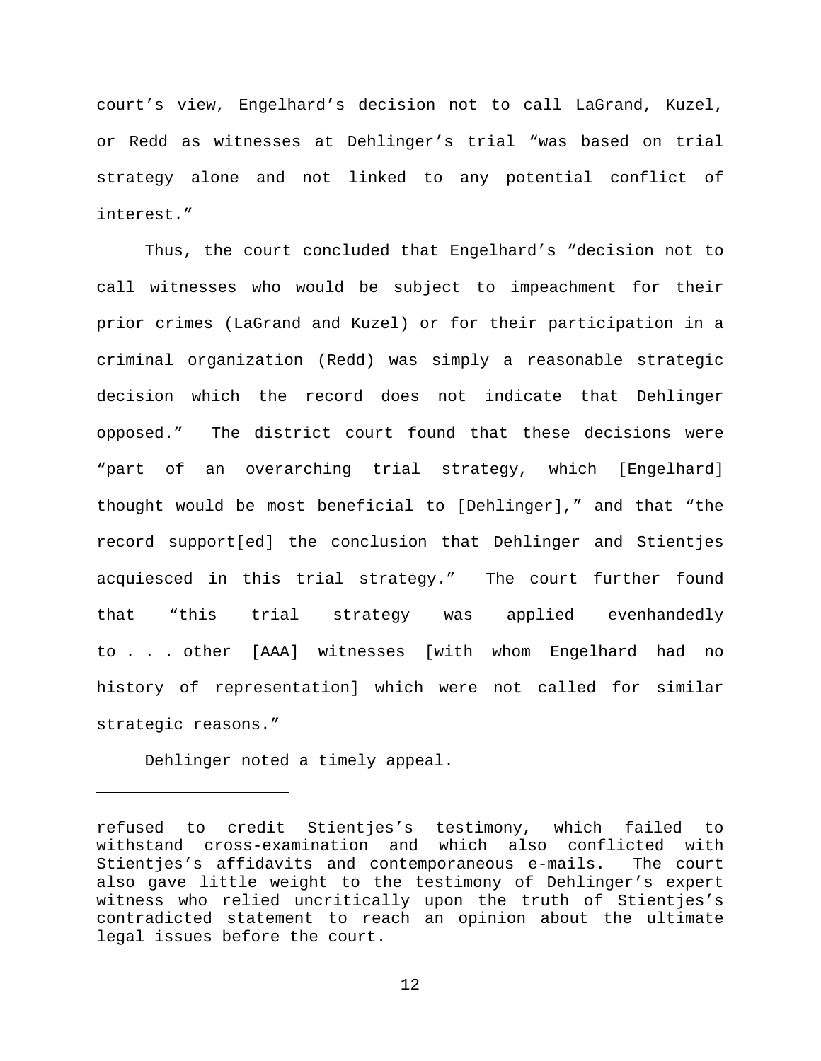court's view, Engelhard's decision not to call LaGrand, Kuzel, or Redd as witnesses at Dehlinger's trial "was based on trial strategy alone and not linked to any potential conflict of interest."

Thus, the court concluded that Engelhard's "decision not to call witnesses who would be subject to impeachment for their prior crimes (LaGrand and Kuzel) or for their participation in a criminal organization (Redd) was simply a reasonable strategic decision which the record does not indicate that Dehlinger opposed." The district court found that these decisions were "part of an overarching trial strategy, which [Engelhard] thought would be most beneficial to [Dehlinger]," and that "the record support[ed] the conclusion that Dehlinger and Stientjes acquiesced in this trial strategy." The court further found that "this trial strategy was applied evenhandedly to . . . other [AAA] witnesses [with whom Engelhard had no history of representation] which were not called for similar strategic reasons."

Dehlinger noted a timely appeal.

---

refused to credit Stientjes's testimony, which failed to withstand cross-examination and which also conflicted with Stientjes's affidavits and contemporaneous e-mails. The court also gave little weight to the testimony of Dehlinger's expert witness who relied uncritically upon the truth of Stientjes's contradicted statement to reach an opinion about the ultimate legal issues before the court.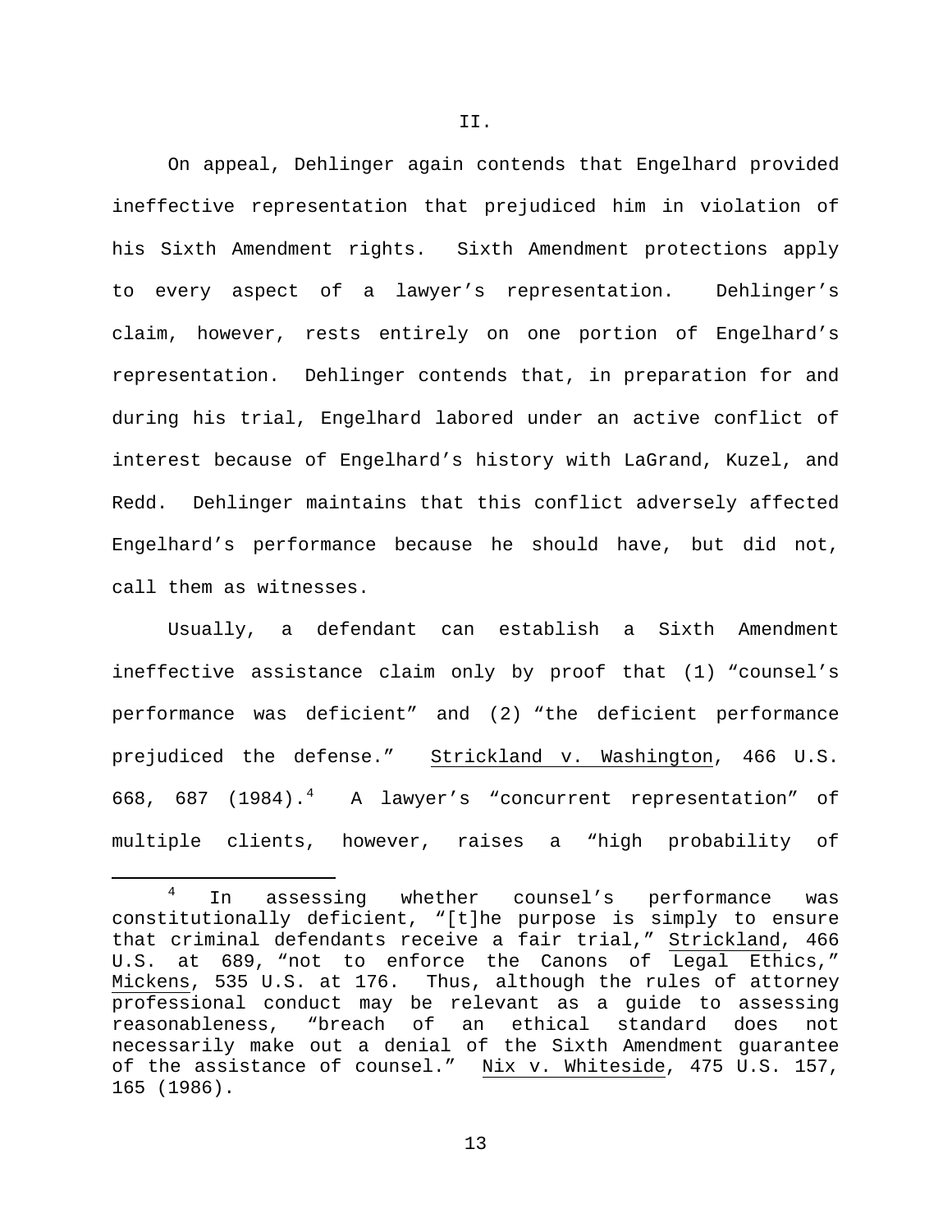## II.

On appeal, Dehlinger again contends that Engelhard provided ineffective representation that prejudiced him in violation of his Sixth Amendment rights. Sixth Amendment protections apply to every aspect of a lawyer's representation. Dehlinger's claim, however, rests entirely on one portion of Engelhard's representation. Dehlinger contends that, in preparation for and during his trial, Engelhard labored under an active conflict of interest because of Engelhard's history with LaGrand, Kuzel, and Redd. Dehlinger maintains that this conflict adversely affected Engelhard's performance because he should have, but did not, call them as witnesses.

Usually, a defendant can establish a Sixth Amendment ineffective assistance claim only by proof that (1) "counsel's performance was deficient" and (2) "the deficient performance prejudiced the defense." Strickland v. Washington, 466 U.S. 668, 687 (1984).[4] A lawyer's "concurrent representation" of multiple clients, however, raises a "high probability of

[4] In assessing whether counsel's performance was constitutionally deficient, "[t]he purpose is simply to ensure that criminal defendants receive a fair trial," Strickland, 466 U.S. at 689, "not to enforce the Canons of Legal Ethics," Mickens, 535 U.S. at 176. Thus, although the rules of attorney professional conduct may be relevant as a guide to assessing reasonableness, "breach of an ethical standard does not necessarily make out a denial of the Sixth Amendment guarantee of the assistance of counsel." Nix v. Whiteside, 475 U.S. 157, 165 (1986).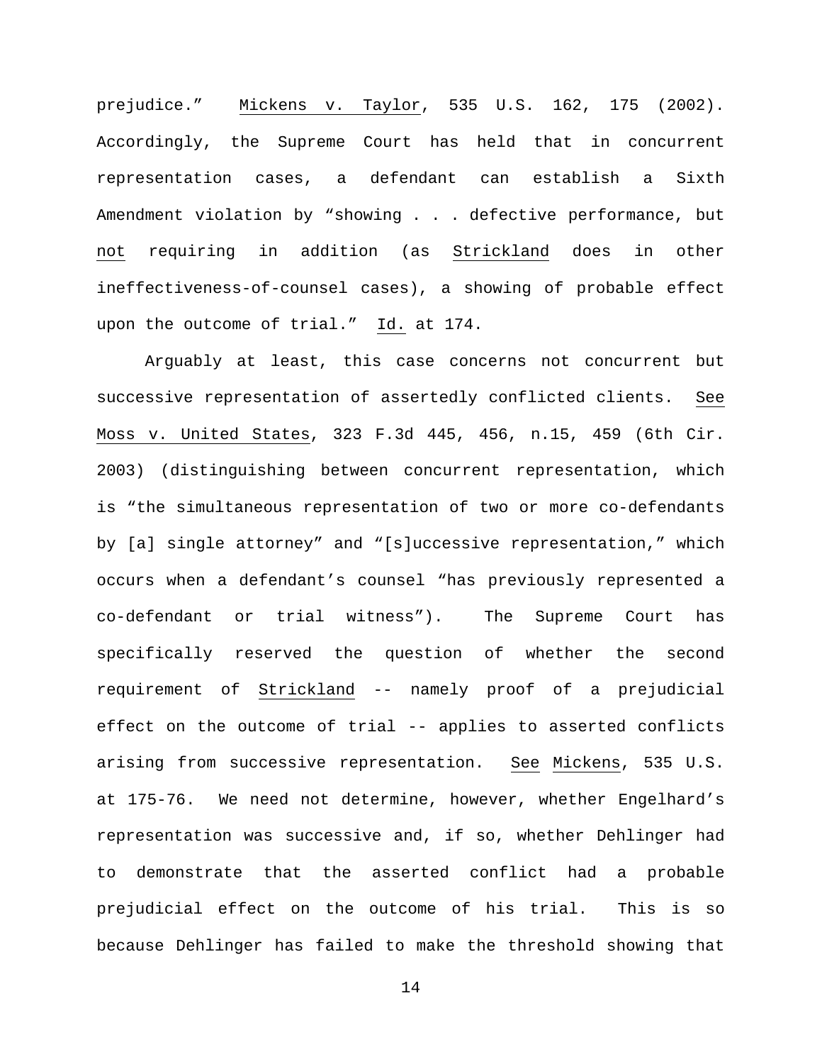prejudice." Mickens v. Taylor, 535 U.S. 162, 175 (2002). Accordingly, the Supreme Court has held that in concurrent representation cases, a defendant can establish a Sixth Amendment violation by "showing . . . defective performance, but not requiring in addition (as Strickland does in other ineffectiveness-of-counsel cases), a showing of probable effect upon the outcome of trial." Id. at 174.

Arguably at least, this case concerns not concurrent but successive representation of assertedly conflicted clients. See Moss v. United States, 323 F.3d 445, 456, n.15, 459 (6th Cir. 2003) (distinguishing between concurrent representation, which is "the simultaneous representation of two or more co-defendants by [a] single attorney" and "[s]uccessive representation," which occurs when a defendant's counsel "has previously represented a co-defendant or trial witness"). The Supreme Court has specifically reserved the question of whether the second requirement of Strickland -- namely proof of a prejudicial effect on the outcome of trial -- applies to asserted conflicts arising from successive representation. See Mickens, 535 U.S. at 175-76. We need not determine, however, whether Engelhard's representation was successive and, if so, whether Dehlinger had to demonstrate that the asserted conflict had a probable prejudicial effect on the outcome of his trial. This is so because Dehlinger has failed to make the threshold showing that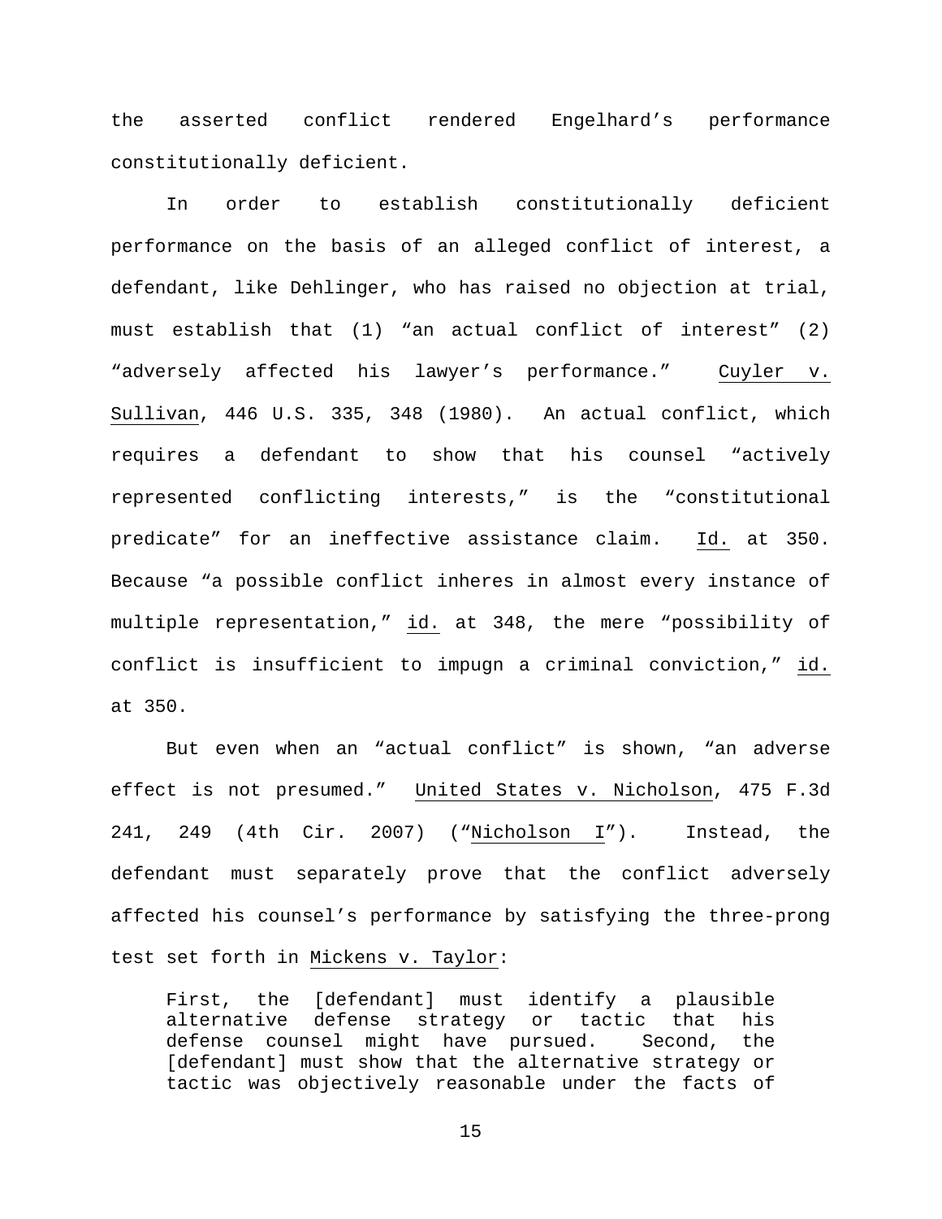the asserted conflict rendered Engelhard's performance constitutionally deficient.

In order to establish constitutionally deficient performance on the basis of an alleged conflict of interest, a defendant, like Dehlinger, who has raised no objection at trial, must establish that (1) "an actual conflict of interest" (2) "adversely affected his lawyer's performance." Cuyler v. Sullivan, 446 U.S. 335, 348 (1980). An actual conflict, which requires a defendant to show that his counsel "actively represented conflicting interests," is the "constitutional predicate" for an ineffective assistance claim. Id. at 350. Because "a possible conflict inheres in almost every instance of multiple representation," id. at 348, the mere "possibility of conflict is insufficient to impugn a criminal conviction," id. at 350.

But even when an "actual conflict" is shown, "an adverse effect is not presumed." United States v. Nicholson, 475 F.3d 241, 249 (4th Cir. 2007) ("Nicholson I"). Instead, the defendant must separately prove that the conflict adversely affected his counsel's performance by satisfying the three-prong test set forth in Mickens v. Taylor:

> First, the [defendant] must identify a plausible alternative defense strategy or tactic that his defense counsel might have pursued. Second, the [defendant] must show that the alternative strategy or tactic was objectively reasonable under the facts of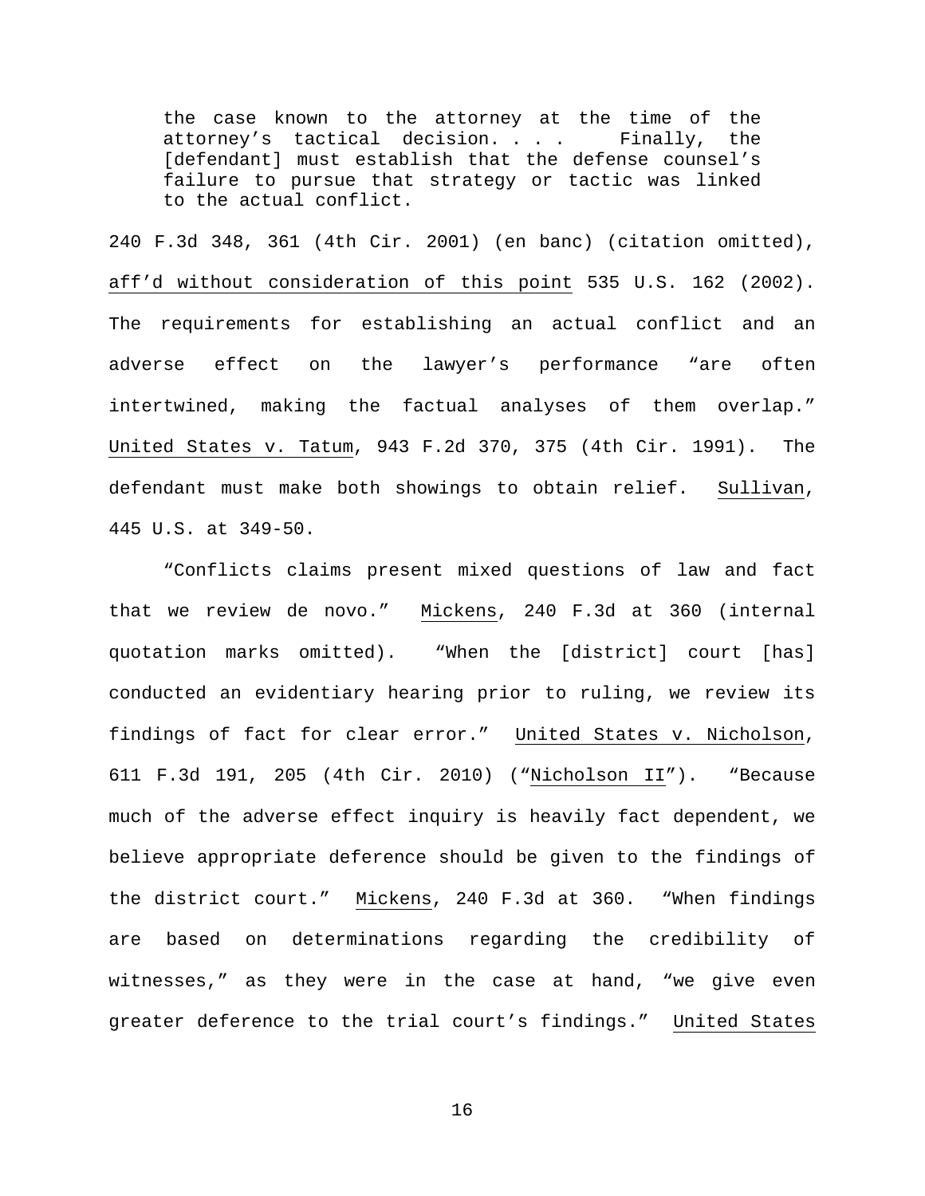> the case known to the attorney at the time of the attorney's tactical decision. . . . Finally, the [defendant] must establish that the defense counsel's failure to pursue that strategy or tactic was linked to the actual conflict.

240 F.3d 348, 361 (4th Cir. 2001) (en banc) (citation omitted), aff'd without consideration of this point 535 U.S. 162 (2002). The requirements for establishing an actual conflict and an adverse effect on the lawyer's performance "are often intertwined, making the factual analyses of them overlap." United States v. Tatum, 943 F.2d 370, 375 (4th Cir. 1991). The defendant must make both showings to obtain relief. Sullivan, 445 U.S. at 349-50.

"Conflicts claims present mixed questions of law and fact that we review de novo." Mickens, 240 F.3d at 360 (internal quotation marks omitted). "When the [district] court [has] conducted an evidentiary hearing prior to ruling, we review its findings of fact for clear error." United States v. Nicholson, 611 F.3d 191, 205 (4th Cir. 2010) ("Nicholson II"). "Because much of the adverse effect inquiry is heavily fact dependent, we believe appropriate deference should be given to the findings of the district court." Mickens, 240 F.3d at 360. "When findings are based on determinations regarding the credibility of witnesses," as they were in the case at hand, "we give even greater deference to the trial court's findings." United States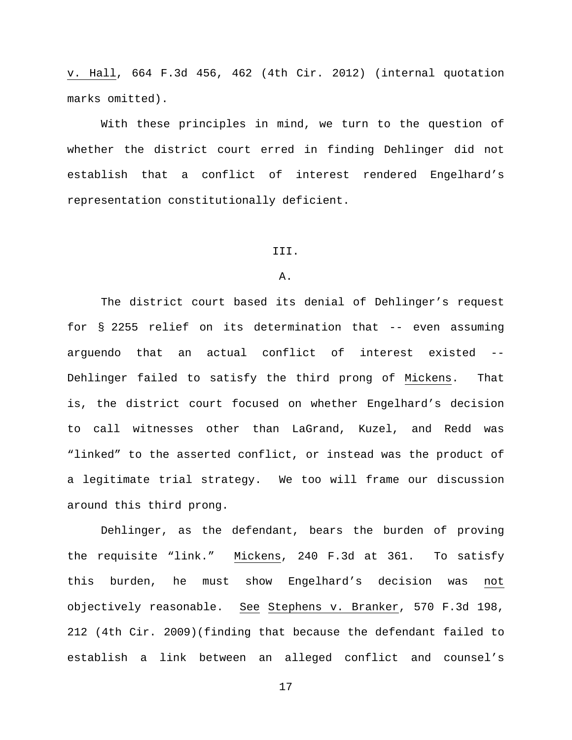v. Hall, 664 F.3d 456, 462 (4th Cir. 2012) (internal quotation marks omitted).

With these principles in mind, we turn to the question of whether the district court erred in finding Dehlinger did not establish that a conflict of interest rendered Engelhard's representation constitutionally deficient.

## III.

### A.

The district court based its denial of Dehlinger's request for § 2255 relief on its determination that -- even assuming arguendo that an actual conflict of interest existed -- Dehlinger failed to satisfy the third prong of Mickens. That is, the district court focused on whether Engelhard's decision to call witnesses other than LaGrand, Kuzel, and Redd was "linked" to the asserted conflict, or instead was the product of a legitimate trial strategy. We too will frame our discussion around this third prong.

Dehlinger, as the defendant, bears the burden of proving the requisite "link." Mickens, 240 F.3d at 361. To satisfy this burden, he must show Engelhard's decision was not objectively reasonable. See Stephens v. Branker, 570 F.3d 198, 212 (4th Cir. 2009)(finding that because the defendant failed to establish a link between an alleged conflict and counsel's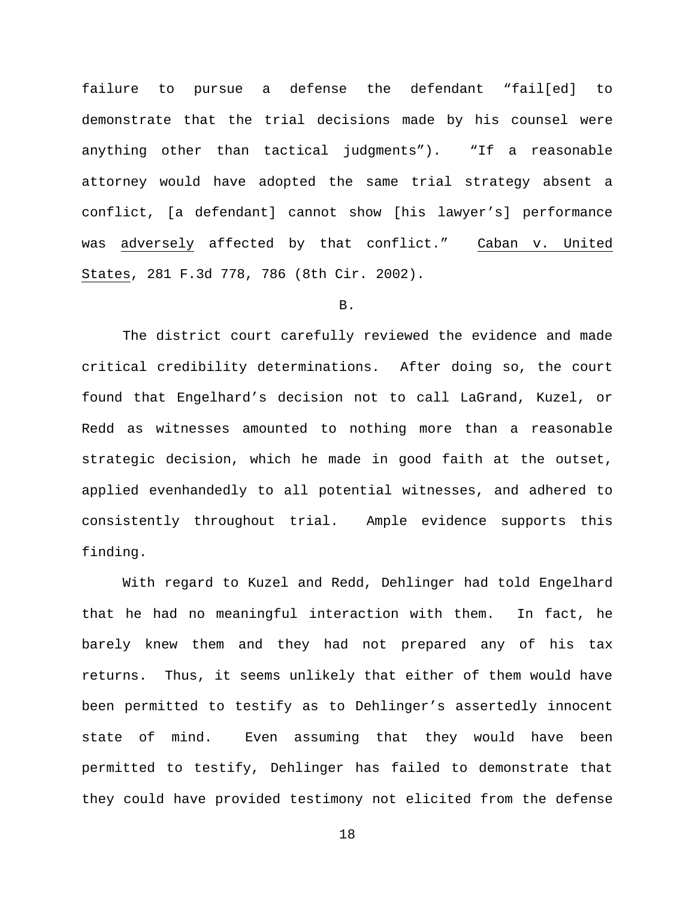failure to pursue a defense the defendant "fail[ed] to demonstrate that the trial decisions made by his counsel were anything other than tactical judgments"). "If a reasonable attorney would have adopted the same trial strategy absent a conflict, [a defendant] cannot show [his lawyer's] performance was _adversely_ affected by that conflict." _Caban v. United States_, 281 F.3d 778, 786 (8th Cir. 2002).

B.

The district court carefully reviewed the evidence and made critical credibility determinations. After doing so, the court found that Engelhard's decision not to call LaGrand, Kuzel, or Redd as witnesses amounted to nothing more than a reasonable strategic decision, which he made in good faith at the outset, applied evenhandedly to all potential witnesses, and adhered to consistently throughout trial. Ample evidence supports this finding.

With regard to Kuzel and Redd, Dehlinger had told Engelhard that he had no meaningful interaction with them. In fact, he barely knew them and they had not prepared any of his tax returns. Thus, it seems unlikely that either of them would have been permitted to testify as to Dehlinger's assertedly innocent state of mind. Even assuming that they would have been permitted to testify, Dehlinger has failed to demonstrate that they could have provided testimony not elicited from the defense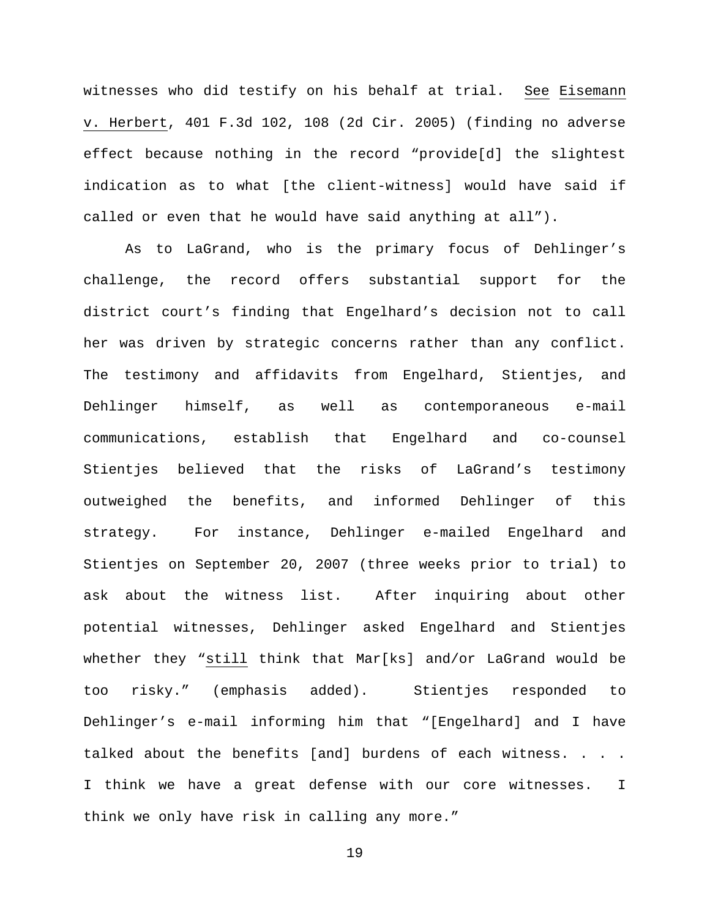witnesses who did testify on his behalf at trial. See Eisemann v. Herbert, 401 F.3d 102, 108 (2d Cir. 2005) (finding no adverse effect because nothing in the record "provide[d] the slightest indication as to what [the client-witness] would have said if called or even that he would have said anything at all").

As to LaGrand, who is the primary focus of Dehlinger's challenge, the record offers substantial support for the district court's finding that Engelhard's decision not to call her was driven by strategic concerns rather than any conflict. The testimony and affidavits from Engelhard, Stientjes, and Dehlinger himself, as well as contemporaneous e-mail communications, establish that Engelhard and co-counsel Stientjes believed that the risks of LaGrand's testimony outweighed the benefits, and informed Dehlinger of this strategy. For instance, Dehlinger e-mailed Engelhard and Stientjes on September 20, 2007 (three weeks prior to trial) to ask about the witness list. After inquiring about other potential witnesses, Dehlinger asked Engelhard and Stientjes whether they "<u>still</u> think that Mar[ks] and/or LaGrand would be too risky." (emphasis added). Stientjes responded to Dehlinger's e-mail informing him that "[Engelhard] and I have talked about the benefits [and] burdens of each witness. . . . I think we have a great defense with our core witnesses. I think we only have risk in calling any more."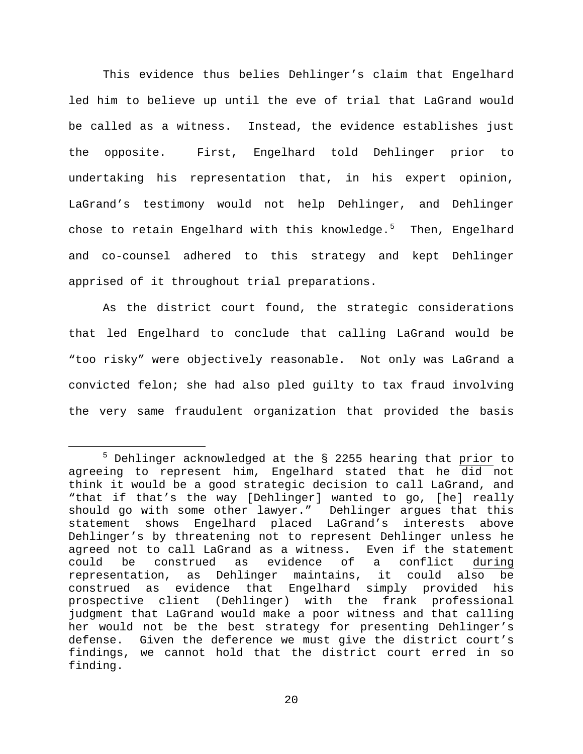This evidence thus belies Dehlinger's claim that Engelhard led him to believe up until the eve of trial that LaGrand would be called as a witness. Instead, the evidence establishes just the opposite. First, Engelhard told Dehlinger prior to undertaking his representation that, in his expert opinion, LaGrand's testimony would not help Dehlinger, and Dehlinger chose to retain Engelhard with this knowledge.[5] Then, Engelhard and co-counsel adhered to this strategy and kept Dehlinger apprised of it throughout trial preparations.

As the district court found, the strategic considerations that led Engelhard to conclude that calling LaGrand would be "too risky" were objectively reasonable. Not only was LaGrand a convicted felon; she had also pled guilty to tax fraud involving the very same fraudulent organization that provided the basis

---

[5] Dehlinger acknowledged at the § 2255 hearing that <u>prior</u> to agreeing to represent him, Engelhard stated that he did not think it would be a good strategic decision to call LaGrand, and "that if that's the way [Dehlinger] wanted to go, [he] really should go with some other lawyer." Dehlinger argues that this statement shows Engelhard placed LaGrand's interests above Dehlinger's by threatening not to represent Dehlinger unless he agreed not to call LaGrand as a witness. Even if the statement could be construed as evidence of a conflict <u>during</u> representation, as Dehlinger maintains, it could also be construed as evidence that Engelhard simply provided his prospective client (Dehlinger) with the frank professional judgment that LaGrand would make a poor witness and that calling her would not be the best strategy for presenting Dehlinger's defense. Given the deference we must give the district court's findings, we cannot hold that the district court erred in so finding.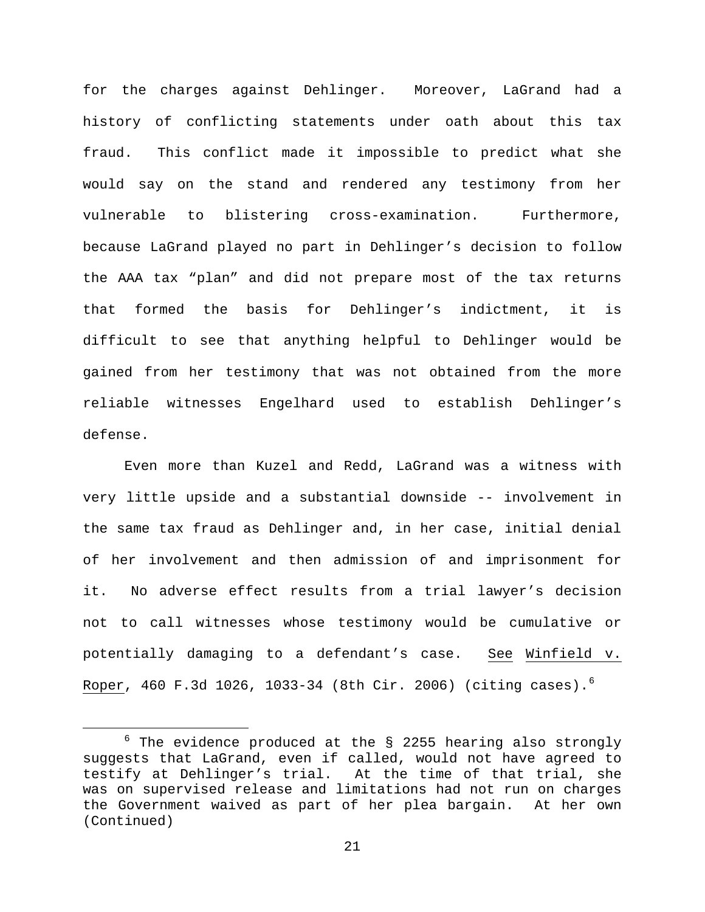for the charges against Dehlinger. Moreover, LaGrand had a history of conflicting statements under oath about this tax fraud. This conflict made it impossible to predict what she would say on the stand and rendered any testimony from her vulnerable to blistering cross-examination. Furthermore, because LaGrand played no part in Dehlinger's decision to follow the AAA tax "plan" and did not prepare most of the tax returns that formed the basis for Dehlinger's indictment, it is difficult to see that anything helpful to Dehlinger would be gained from her testimony that was not obtained from the more reliable witnesses Engelhard used to establish Dehlinger's defense.

Even more than Kuzel and Redd, LaGrand was a witness with very little upside and a substantial downside -- involvement in the same tax fraud as Dehlinger and, in her case, initial denial of her involvement and then admission of and imprisonment for it. No adverse effect results from a trial lawyer's decision not to call witnesses whose testimony would be cumulative or potentially damaging to a defendant's case. See Winfield v. Roper, 460 F.3d 1026, 1033-34 (8th Cir. 2006) (citing cases).[6]

---

[6] The evidence produced at the § 2255 hearing also strongly suggests that LaGrand, even if called, would not have agreed to testify at Dehlinger's trial. At the time of that trial, she was on supervised release and limitations had not run on charges the Government waived as part of her plea bargain. At her own (Continued)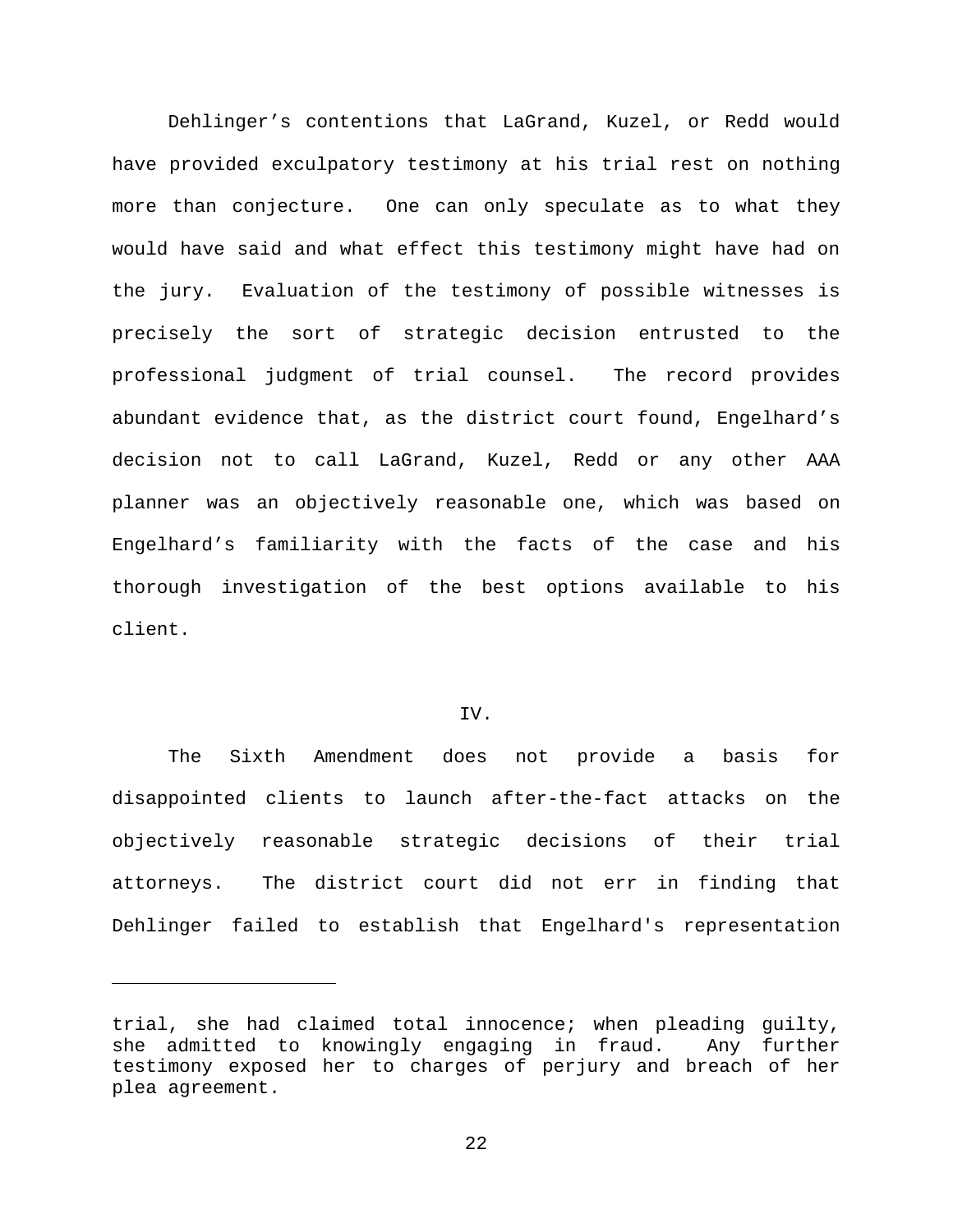Dehlinger's contentions that LaGrand, Kuzel, or Redd would have provided exculpatory testimony at his trial rest on nothing more than conjecture. One can only speculate as to what they would have said and what effect this testimony might have had on the jury. Evaluation of the testimony of possible witnesses is precisely the sort of strategic decision entrusted to the professional judgment of trial counsel. The record provides abundant evidence that, as the district court found, Engelhard's decision not to call LaGrand, Kuzel, Redd or any other AAA planner was an objectively reasonable one, which was based on Engelhard's familiarity with the facts of the case and his thorough investigation of the best options available to his client.

## IV.

The Sixth Amendment does not provide a basis for disappointed clients to launch after-the-fact attacks on the objectively reasonable strategic decisions of their trial attorneys. The district court did not err in finding that Dehlinger failed to establish that Engelhard's representation

---

trial, she had claimed total innocence; when pleading guilty, she admitted to knowingly engaging in fraud. Any further testimony exposed her to charges of perjury and breach of her plea agreement.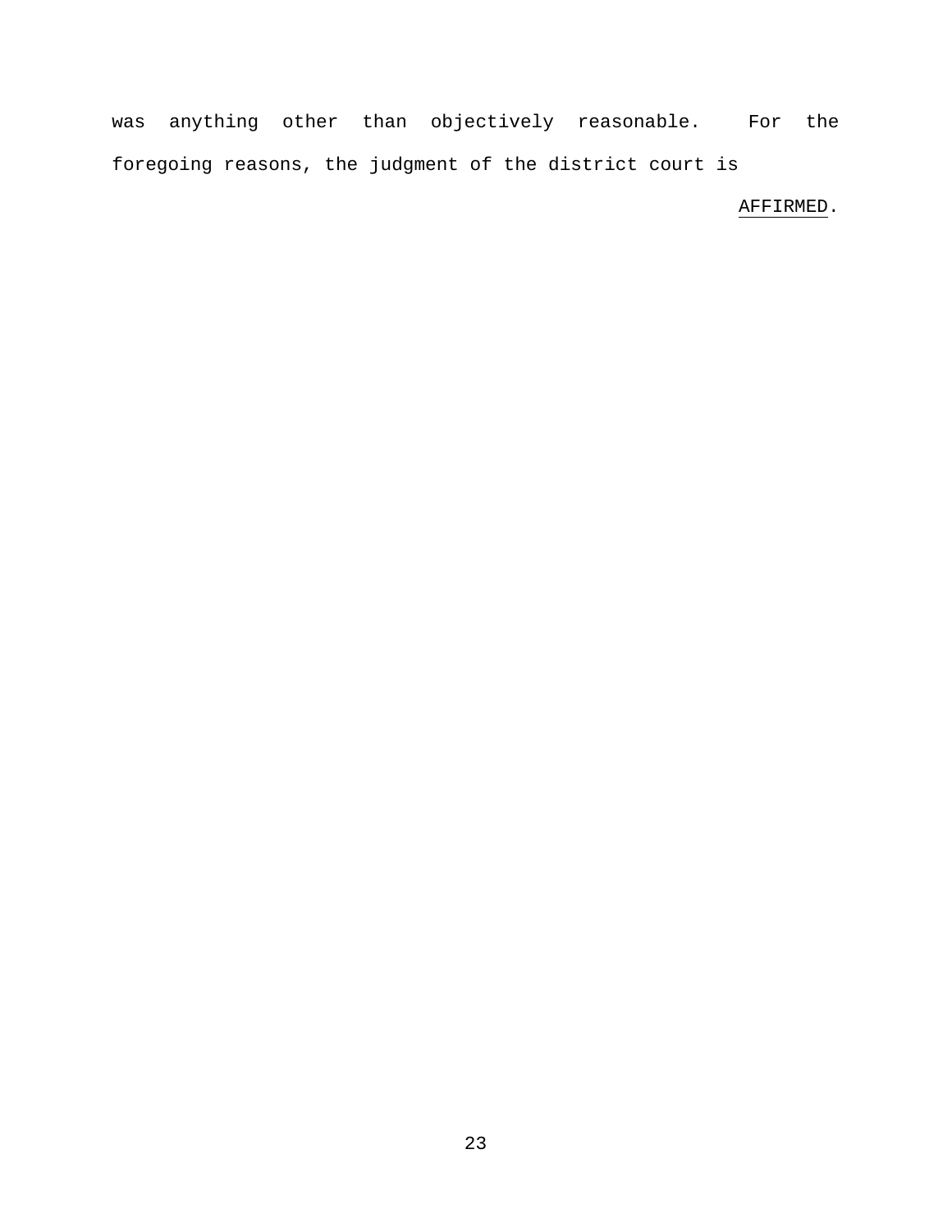was anything other than objectively reasonable. For the foregoing reasons, the judgment of the district court is

AFFIRMED.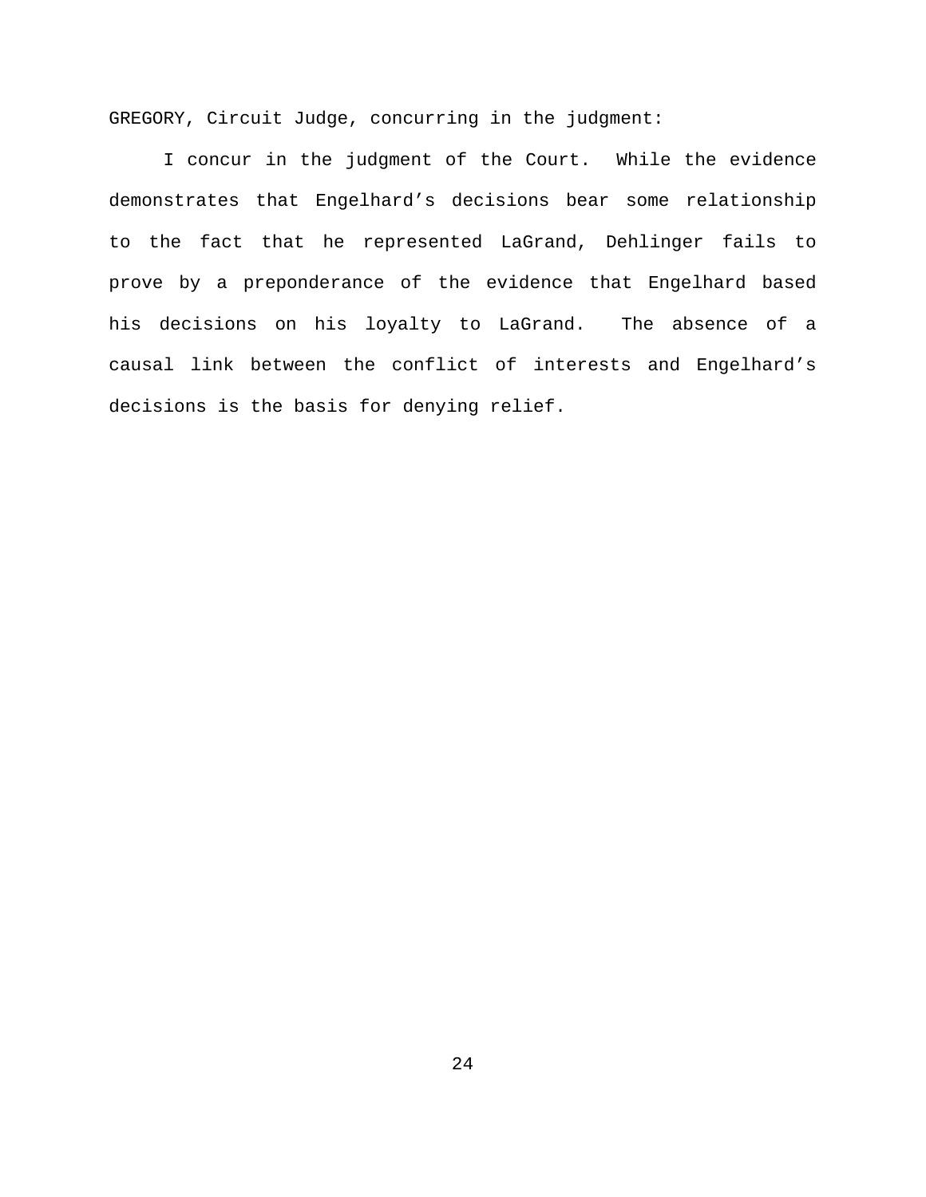GREGORY, Circuit Judge, concurring in the judgment:

I concur in the judgment of the Court. While the evidence demonstrates that Engelhard's decisions bear some relationship to the fact that he represented LaGrand, Dehlinger fails to prove by a preponderance of the evidence that Engelhard based his decisions on his loyalty to LaGrand. The absence of a causal link between the conflict of interests and Engelhard's decisions is the basis for denying relief.